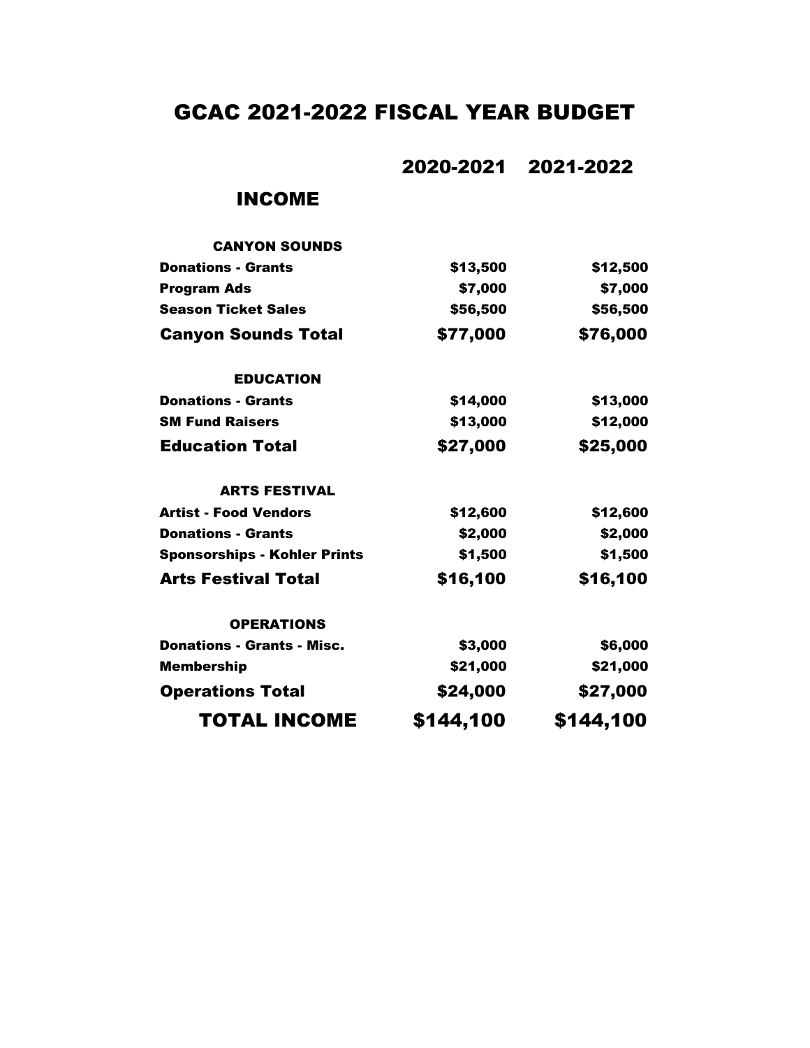# GCAC 2021-2022 FISCAL YEAR BUDGET

| | 2020-2021 | 2021-2022 |
|---|---|---|
| **INCOME** | | |
| **CANYON SOUNDS** | | |
| **Donations - Grants** | $13,500 | $12,500 |
| **Program Ads** | $7,000 | $7,000 |
| **Season Ticket Sales** | $56,500 | $56,500 |
| **Canyon Sounds Total** | **$77,000** | **$76,000** |
| **EDUCATION** | | |
| **Donations - Grants** | $14,000 | $13,000 |
| **SM Fund Raisers** | $13,000 | $12,000 |
| **Education Total** | **$27,000** | **$25,000** |
| **ARTS FESTIVAL** | | |
| **Artist - Food Vendors** | $12,600 | $12,600 |
| **Donations - Grants** | $2,000 | $2,000 |
| **Sponsorships - Kohler Prints** | $1,500 | $1,500 |
| **Arts Festival Total** | **$16,100** | **$16,100** |
| **OPERATIONS** | | |
| **Donations - Grants - Misc.** | $3,000 | $6,000 |
| **Membership** | $21,000 | $21,000 |
| **Operations Total** | **$24,000** | **$27,000** |
| **TOTAL INCOME** | **$144,100** | **$144,100** |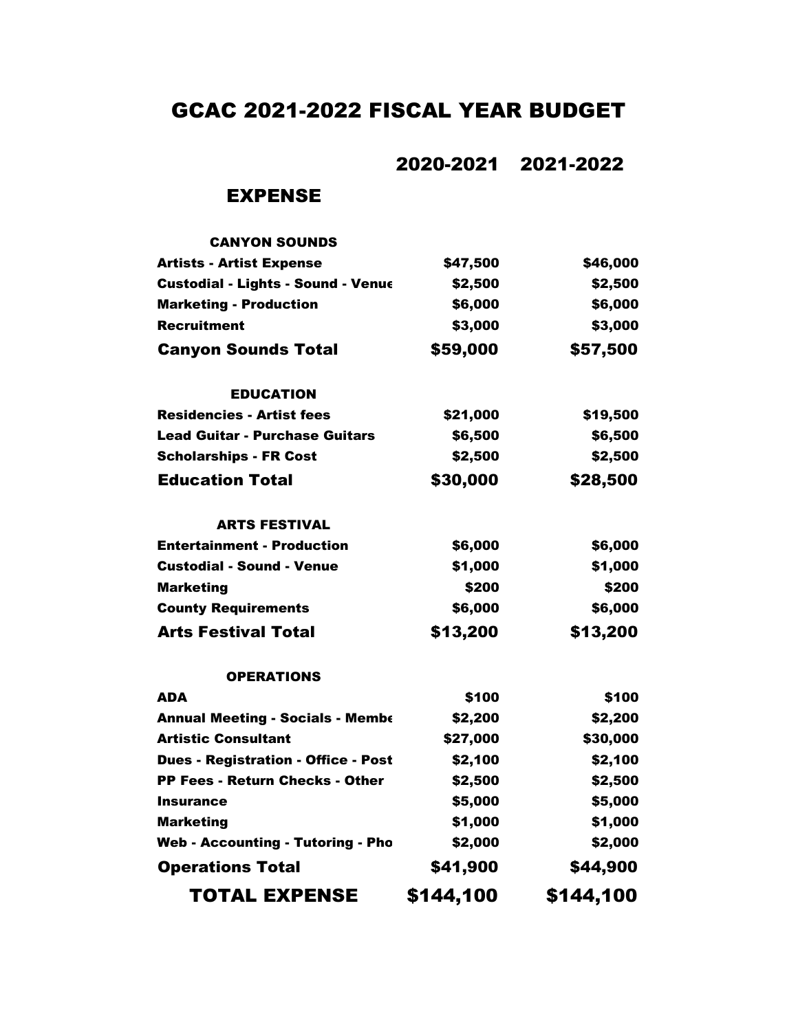# GCAC 2021-2022 FISCAL YEAR BUDGET

| | 2020-2021 | 2021-2022 |
|---|---|---|
| **EXPENSE** | | |
| **CANYON SOUNDS** | | |
| **Artists - Artist Expense** | **$47,500** | **$46,000** |
| **Custodial - Lights - Sound - Venue** | **$2,500** | **$2,500** |
| **Marketing - Production** | **$6,000** | **$6,000** |
| **Recruitment** | **$3,000** | **$3,000** |
| **Canyon Sounds Total** | **$59,000** | **$57,500** |
| **EDUCATION** | | |
| **Residencies - Artist fees** | **$21,000** | **$19,500** |
| **Lead Guitar - Purchase Guitars** | **$6,500** | **$6,500** |
| **Scholarships - FR Cost** | **$2,500** | **$2,500** |
| **Education Total** | **$30,000** | **$28,500** |
| **ARTS FESTIVAL** | | |
| **Entertainment - Production** | **$6,000** | **$6,000** |
| **Custodial - Sound - Venue** | **$1,000** | **$1,000** |
| **Marketing** | **$200** | **$200** |
| **County Requirements** | **$6,000** | **$6,000** |
| **Arts Festival Total** | **$13,200** | **$13,200** |
| **OPERATIONS** | | |
| **ADA** | **$100** | **$100** |
| **Annual Meeting - Socials - Membe** | **$2,200** | **$2,200** |
| **Artistic Consultant** | **$27,000** | **$30,000** |
| **Dues - Registration - Office - Post** | **$2,100** | **$2,100** |
| **PP Fees - Return Checks - Other** | **$2,500** | **$2,500** |
| **Insurance** | **$5,000** | **$5,000** |
| **Marketing** | **$1,000** | **$1,000** |
| **Web - Accounting - Tutoring - Pho** | **$2,000** | **$2,000** |
| **Operations Total** | **$41,900** | **$44,900** |
| **TOTAL EXPENSE** | **$144,100** | **$144,100** |